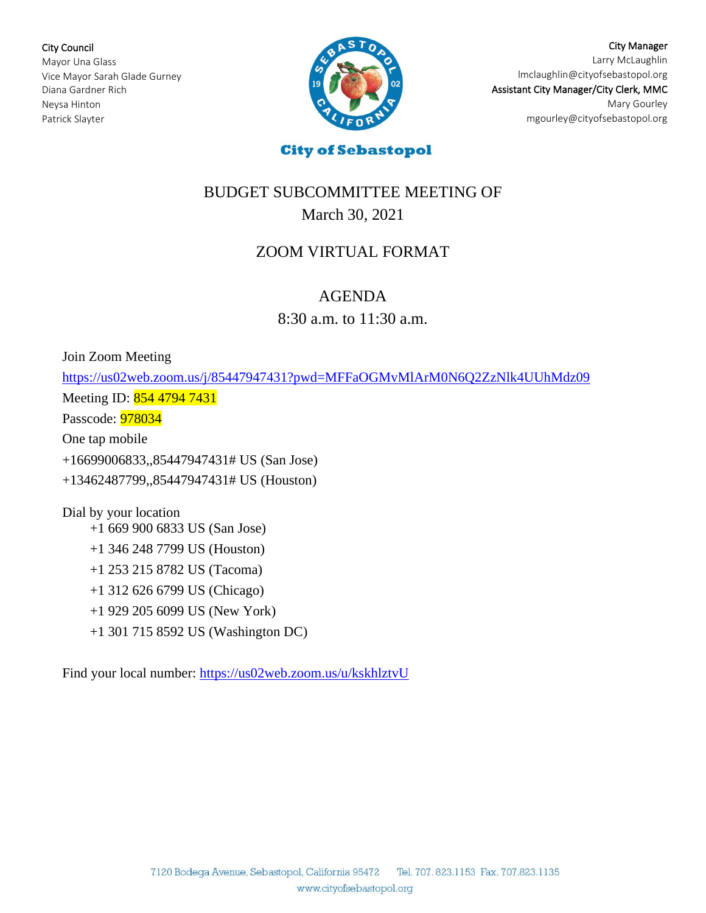**City Council**
Mayor Una Glass
Vice Mayor Sarah Glade Gurney
Diana Gardner Rich
Neysa Hinton
Patrick Slayter

**City Manager**
Larry McLaughlin
lmclaughlin@cityofsebastopol.org
**Assistant City Manager/City Clerk, MMC**
Mary Gourley
mgourley@cityofsebastopol.org

**City of Sebastopol**

# BUDGET SUBCOMMITTEE MEETING OF
# March 30, 2021

## ZOOM VIRTUAL FORMAT

## AGENDA
## 8:30 a.m. to 11:30 a.m.

Join Zoom Meeting

https://us02web.zoom.us/j/85447947431?pwd=MFFaOGMvMlArM0N6Q2ZzNlk4UUhMdz09

Meeting ID: 854 4794 7431

Passcode: 978034

One tap mobile

+16699006833,,85447947431# US (San Jose)

+13462487799,,85447947431# US (Houston)

Dial by your location

- +1 669 900 6833 US (San Jose)
- +1 346 248 7799 US (Houston)
- +1 253 215 8782 US (Tacoma)
- +1 312 626 6799 US (Chicago)
- +1 929 205 6099 US (New York)
- +1 301 715 8592 US (Washington DC)

Find your local number: https://us02web.zoom.us/u/kskhlztvU

7120 Bodega Avenue, Sebastopol, California 95472 Tel. 707.823.1153 Fax. 707.823.1135
www.cityofsebastopol.org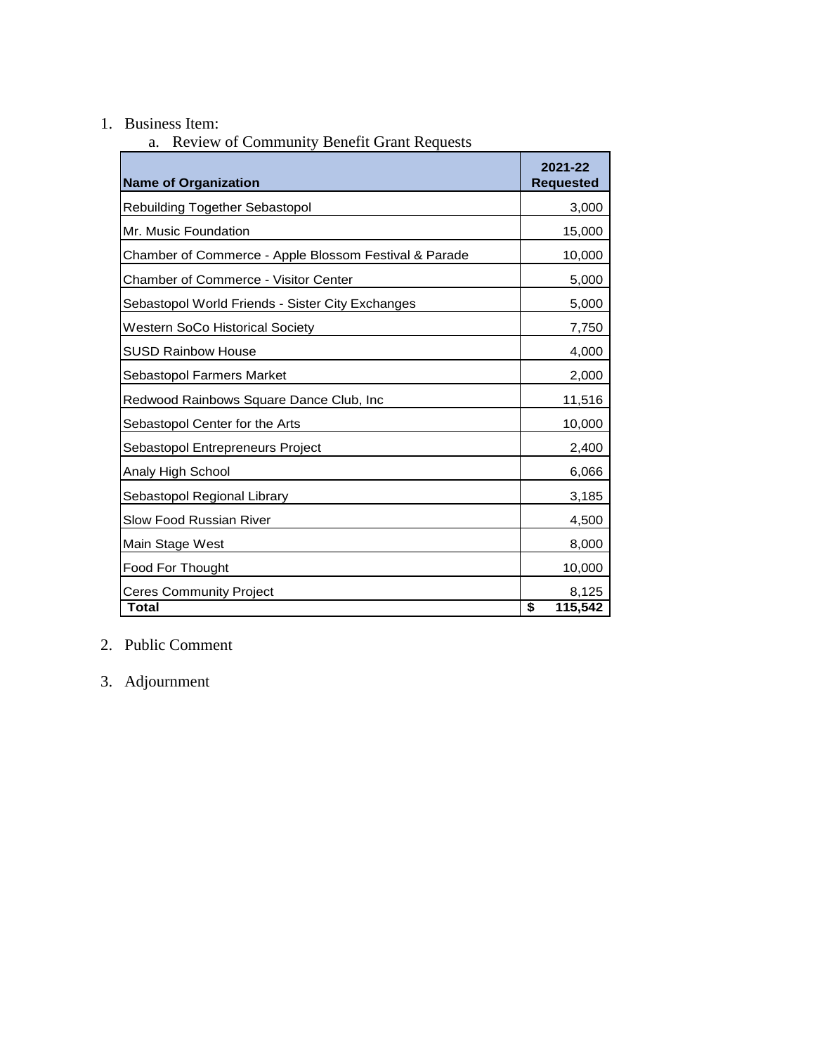1. Business Item:
    a. Review of Community Benefit Grant Requests

| Name of Organization | 2021-22 Requested |
|---|---|
| Rebuilding Together Sebastopol | 3,000 |
| Mr. Music Foundation | 15,000 |
| Chamber of Commerce - Apple Blossom Festival & Parade | 10,000 |
| Chamber of Commerce - Visitor Center | 5,000 |
| Sebastopol World Friends - Sister City Exchanges | 5,000 |
| Western SoCo Historical Society | 7,750 |
| SUSD Rainbow House | 4,000 |
| Sebastopol Farmers Market | 2,000 |
| Redwood Rainbows Square Dance Club, Inc | 11,516 |
| Sebastopol Center for the Arts | 10,000 |
| Sebastopol Entrepreneurs Project | 2,400 |
| Analy High School | 6,066 |
| Sebastopol Regional Library | 3,185 |
| Slow Food Russian River | 4,500 |
| Main Stage West | 8,000 |
| Food For Thought | 10,000 |
| Ceres Community Project | 8,125 |
| **Total** | **$ 115,542** |

2. Public Comment

3. Adjournment